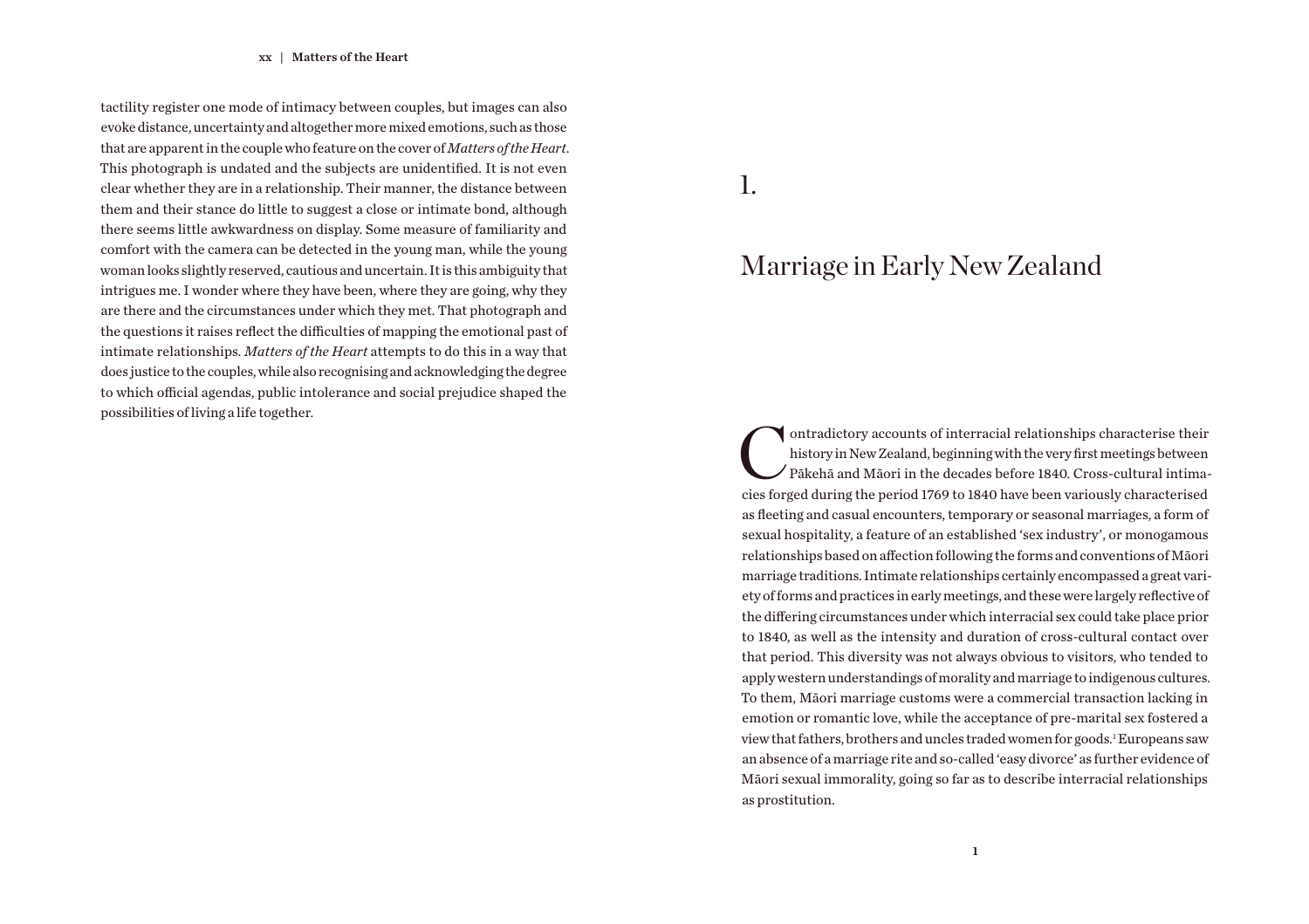tactility register one mode of intimacy between couples, but images can also evoke distance, uncertainty and altogether more mixed emotions, such as those that are apparent in the couple who feature on the cover of *Matters of the Heart*. This photograph is undated and the subjects are unidentified. It is not even clear whether they are in a relationship. Their manner, the distance between them and their stance do little to suggest a close or intimate bond, although there seems little awkwardness on display. Some measure of familiarity and comfort with the camera can be detected in the young man, while the young woman looks slightly reserved, cautious and uncertain. It is this ambiguity that intrigues me. I wonder where they have been, where they are going, why they are there and the circumstances under which they met. That photograph and the questions it raises reflect the difficulties of mapping the emotional past of intimate relationships. *Matters of the Heart* attempts to do this in a way that does justice to the couples, while also recognising and acknowledging the degree to which official agendas, public intolerance and social prejudice shaped the possibilities of living a life together.

# 1.

# Marriage in Early New Zealand

Contradictory accounts of interracial relationships characterise their history in New Zealand, beginning with the very first meetings between Pākehā and Māori in the decades before 1840. Cross-cultural intimacies forged during the period 1769 to 1840 have been variously characterised as fleeting and casual encounters, temporary or seasonal marriages, a form of sexual hospitality, a feature of an established 'sex industry', or monogamous relationships based on affection following the forms and conventions of Māori marriage traditions. Intimate relationships certainly encompassed a great variety of forms and practices in early meetings, and these were largely reflective of the differing circumstances under which interracial sex could take place prior to 1840, as well as the intensity and duration of cross-cultural contact over that period. This diversity was not always obvious to visitors, who tended to apply western understandings of morality and marriage to indigenous cultures. To them, Māori marriage customs were a commercial transaction lacking in emotion or romantic love, while the acceptance of pre-marital sex fostered a view that fathers, brothers and uncles traded women for goods.[1] Europeans saw an absence of a marriage rite and so-called 'easy divorce' as further evidence of Māori sexual immorality, going so far as to describe interracial relationships as prostitution.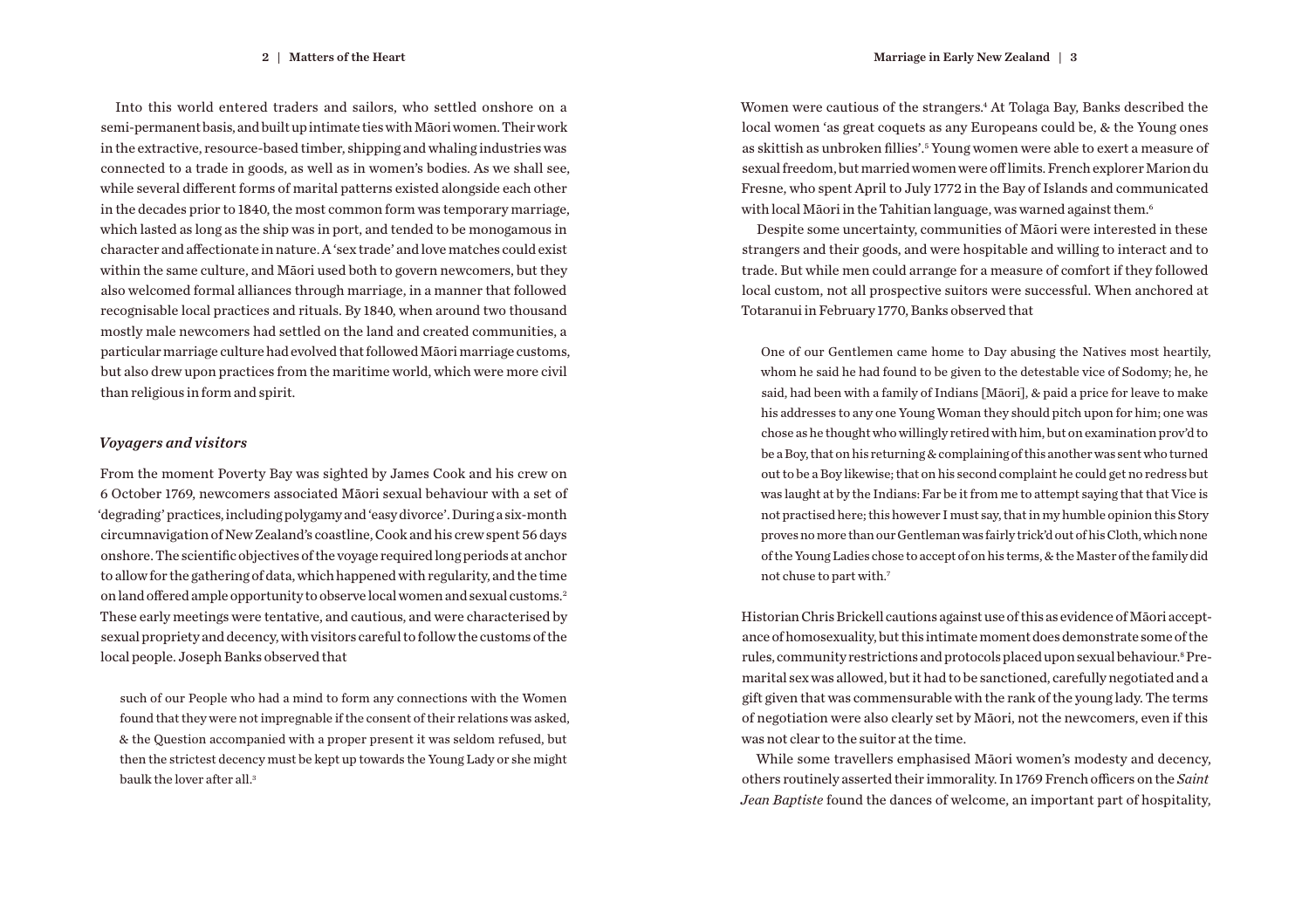Into this world entered traders and sailors, who settled onshore on a semi-permanent basis, and built up intimate ties with Māori women. Their work in the extractive, resource-based timber, shipping and whaling industries was connected to a trade in goods, as well as in women's bodies. As we shall see, while several different forms of marital patterns existed alongside each other in the decades prior to 1840, the most common form was temporary marriage, which lasted as long as the ship was in port, and tended to be monogamous in character and affectionate in nature. A 'sex trade' and love matches could exist within the same culture, and Māori used both to govern newcomers, but they also welcomed formal alliances through marriage, in a manner that followed recognisable local practices and rituals. By 1840, when around two thousand mostly male newcomers had settled on the land and created communities, a particular marriage culture had evolved that followed Māori marriage customs, but also drew upon practices from the maritime world, which were more civil than religious in form and spirit.

### *Voyagers and visitors*

From the moment Poverty Bay was sighted by James Cook and his crew on 6 October 1769, newcomers associated Māori sexual behaviour with a set of 'degrading' practices, including polygamy and 'easy divorce'. During a six-month circumnavigation of New Zealand's coastline, Cook and his crew spent 56 days onshore. The scientific objectives of the voyage required long periods at anchor to allow for the gathering of data, which happened with regularity, and the time on land offered ample opportunity to observe local women and sexual customs.[2] These early meetings were tentative, and cautious, and were characterised by sexual propriety and decency, with visitors careful to follow the customs of the local people. Joseph Banks observed that

> such of our People who had a mind to form any connections with the Women found that they were not impregnable if the consent of their relations was asked, & the Question accompanied with a proper present it was seldom refused, but then the strictest decency must be kept up towards the Young Lady or she might baulk the lover after all.[3]

Women were cautious of the strangers.[4] At Tolaga Bay, Banks described the local women 'as great coquets as any Europeans could be, & the Young ones as skittish as unbroken fillies'.[5] Young women were able to exert a measure of sexual freedom, but married women were off limits. French explorer Marion du Fresne, who spent April to July 1772 in the Bay of Islands and communicated with local Māori in the Tahitian language, was warned against them.[6]

Despite some uncertainty, communities of Māori were interested in these strangers and their goods, and were hospitable and willing to interact and to trade. But while men could arrange for a measure of comfort if they followed local custom, not all prospective suitors were successful. When anchored at Totaranui in February 1770, Banks observed that

> One of our Gentlemen came home to Day abusing the Natives most heartily, whom he said he had found to be given to the detestable vice of Sodomy; he, he said, had been with a family of Indians [Māori], & paid a price for leave to make his addresses to any one Young Woman they should pitch upon for him; one was chose as he thought who willingly retired with him, but on examination prov'd to be a Boy, that on his returning & complaining of this another was sent who turned out to be a Boy likewise; that on his second complaint he could get no redress but was laught at by the Indians: Far be it from me to attempt saying that that Vice is not practised here; this however I must say, that in my humble opinion this Story proves no more than our Gentleman was fairly trick'd out of his Cloth, which none of the Young Ladies chose to accept of on his terms, & the Master of the family did not chuse to part with.[7]

Historian Chris Brickell cautions against use of this as evidence of Māori acceptance of homosexuality, but this intimate moment does demonstrate some of the rules, community restrictions and protocols placed upon sexual behaviour.[8] Premarital sex was allowed, but it had to be sanctioned, carefully negotiated and a gift given that was commensurable with the rank of the young lady. The terms of negotiation were also clearly set by Māori, not the newcomers, even if this was not clear to the suitor at the time.

While some travellers emphasised Māori women's modesty and decency, others routinely asserted their immorality. In 1769 French officers on the *Saint Jean Baptiste* found the dances of welcome, an important part of hospitality,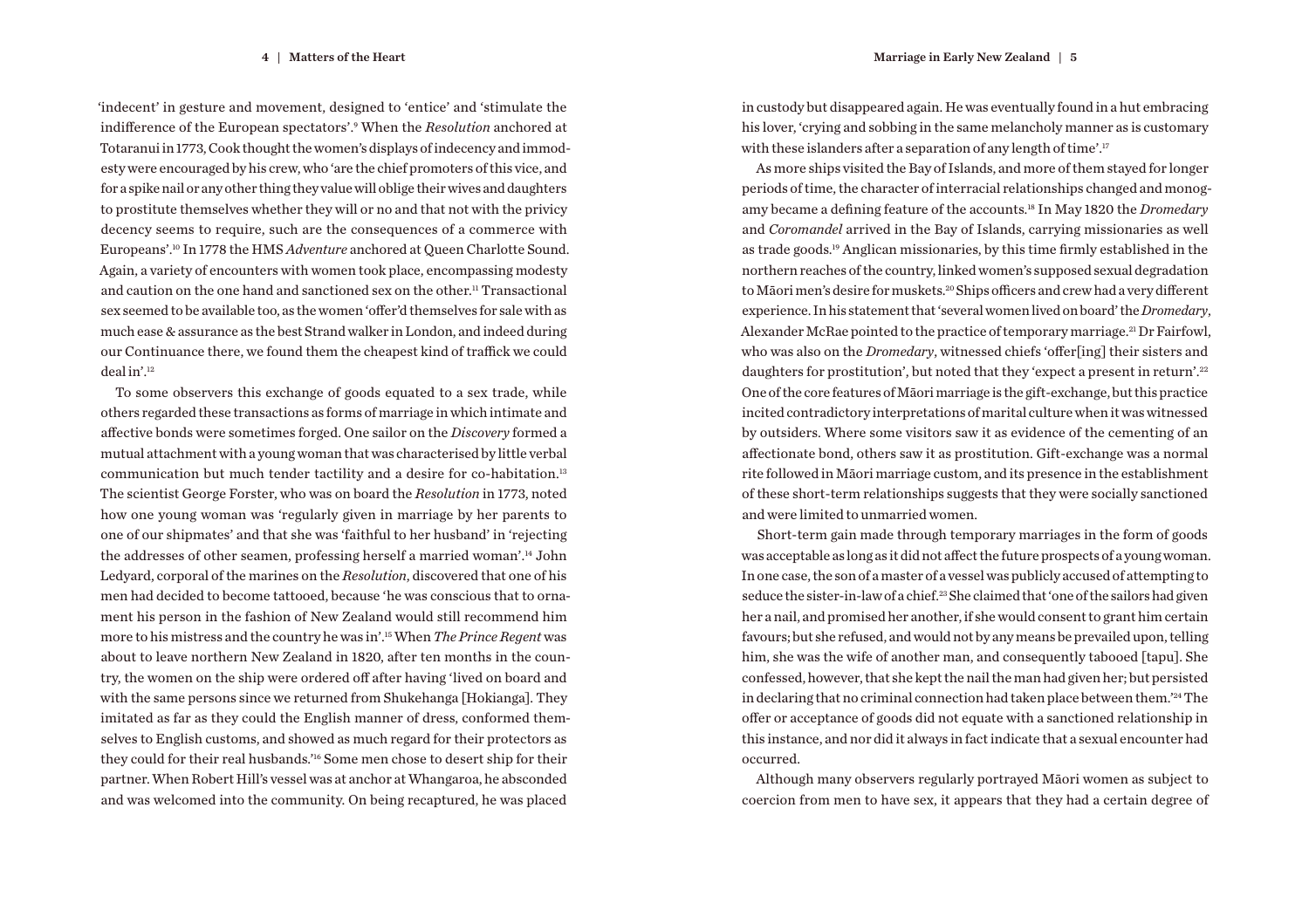'indecent' in gesture and movement, designed to 'entice' and 'stimulate the indifference of the European spectators'.[9] When the *Resolution* anchored at Totaranui in 1773, Cook thought the women's displays of indecency and immodesty were encouraged by his crew, who 'are the chief promoters of this vice, and for a spike nail or any other thing they value will oblige their wives and daughters to prostitute themselves whether they will or no and that not with the privicy decency seems to require, such are the consequences of a commerce with Europeans'.[10] In 1778 the HMS *Adventure* anchored at Queen Charlotte Sound. Again, a variety of encounters with women took place, encompassing modesty and caution on the one hand and sanctioned sex on the other.[11] Transactional sex seemed to be available too, as the women 'offer'd themselves for sale with as much ease & assurance as the best Strand walker in London, and indeed during our Continuance there, we found them the cheapest kind of traffick we could deal in'.[12]

To some observers this exchange of goods equated to a sex trade, while others regarded these transactions as forms of marriage in which intimate and affective bonds were sometimes forged. One sailor on the *Discovery* formed a mutual attachment with a young woman that was characterised by little verbal communication but much tender tactility and a desire for co-habitation.[13] The scientist George Forster, who was on board the *Resolution* in 1773, noted how one young woman was 'regularly given in marriage by her parents to one of our shipmates' and that she was 'faithful to her husband' in 'rejecting the addresses of other seamen, professing herself a married woman'.[14] John Ledyard, corporal of the marines on the *Resolution*, discovered that one of his men had decided to become tattooed, because 'he was conscious that to ornament his person in the fashion of New Zealand would still recommend him more to his mistress and the country he was in'.[15] When *The Prince Regent* was about to leave northern New Zealand in 1820, after ten months in the country, the women on the ship were ordered off after having 'lived on board and with the same persons since we returned from Shukehanga [Hokianga]. They imitated as far as they could the English manner of dress, conformed themselves to English customs, and showed as much regard for their protectors as they could for their real husbands.'[16] Some men chose to desert ship for their partner. When Robert Hill's vessel was at anchor at Whangaroa, he absconded and was welcomed into the community. On being recaptured, he was placed in custody but disappeared again. He was eventually found in a hut embracing his lover, 'crying and sobbing in the same melancholy manner as is customary with these islanders after a separation of any length of time'.[17]

As more ships visited the Bay of Islands, and more of them stayed for longer periods of time, the character of interracial relationships changed and monogamy became a defining feature of the accounts.[18] In May 1820 the *Dromedary* and *Coromandel* arrived in the Bay of Islands, carrying missionaries as well as trade goods.[19] Anglican missionaries, by this time firmly established in the northern reaches of the country, linked women's supposed sexual degradation to Māori men's desire for muskets.[20] Ships officers and crew had a very different experience. In his statement that 'several women lived on board' the *Dromedary*, Alexander McRae pointed to the practice of temporary marriage.[21] Dr Fairfowl, who was also on the *Dromedary*, witnessed chiefs 'offer[ing] their sisters and daughters for prostitution', but noted that they 'expect a present in return'.[22] One of the core features of Māori marriage is the gift-exchange, but this practice incited contradictory interpretations of marital culture when it was witnessed by outsiders. Where some visitors saw it as evidence of the cementing of an affectionate bond, others saw it as prostitution. Gift-exchange was a normal rite followed in Māori marriage custom, and its presence in the establishment of these short-term relationships suggests that they were socially sanctioned and were limited to unmarried women.

Short-term gain made through temporary marriages in the form of goods was acceptable as long as it did not affect the future prospects of a young woman. In one case, the son of a master of a vessel was publicly accused of attempting to seduce the sister-in-law of a chief.[23] She claimed that 'one of the sailors had given her a nail, and promised her another, if she would consent to grant him certain favours; but she refused, and would not by any means be prevailed upon, telling him, she was the wife of another man, and consequently tabooed [tapu]. She confessed, however, that she kept the nail the man had given her; but persisted in declaring that no criminal connection had taken place between them.'[24] The offer or acceptance of goods did not equate with a sanctioned relationship in this instance, and nor did it always in fact indicate that a sexual encounter had occurred.

Although many observers regularly portrayed Māori women as subject to coercion from men to have sex, it appears that they had a certain degree of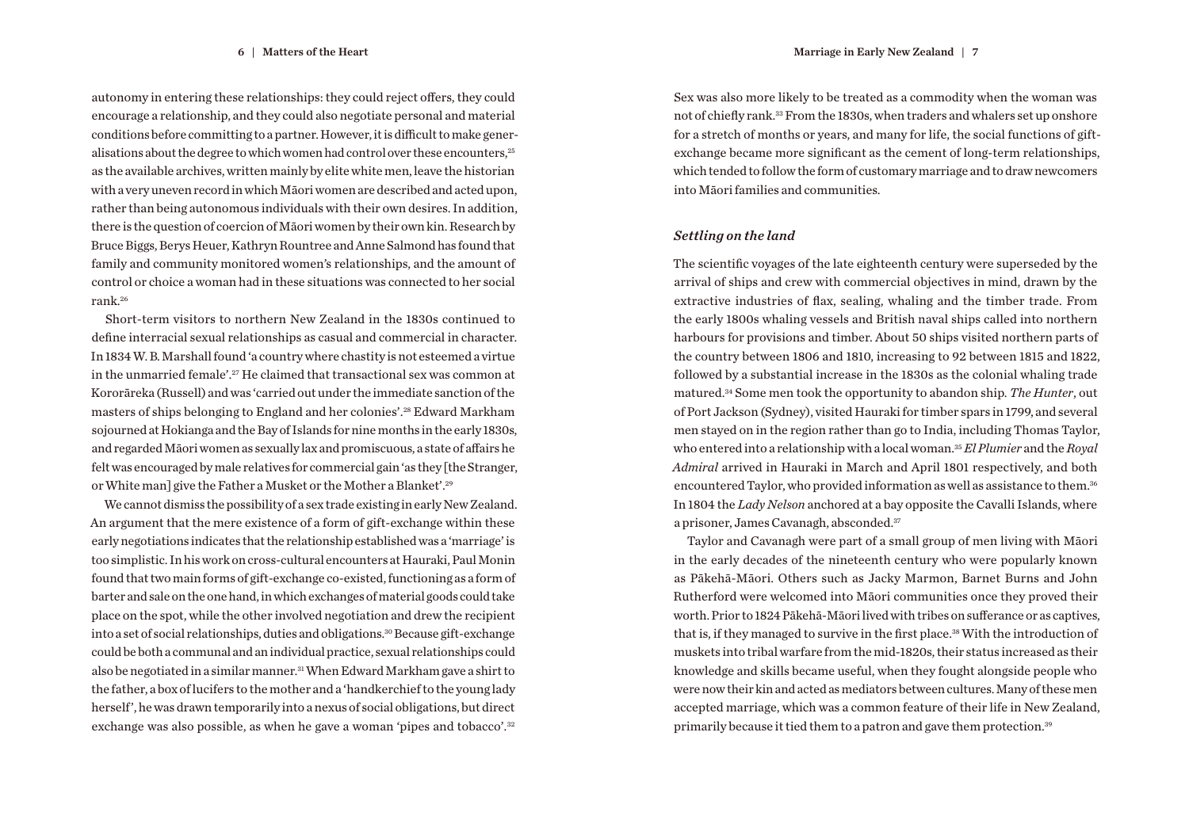autonomy in entering these relationships: they could reject offers, they could encourage a relationship, and they could also negotiate personal and material conditions before committing to a partner. However, it is difficult to make generalisations about the degree to which women had control over these encounters,[25] as the available archives, written mainly by elite white men, leave the historian with a very uneven record in which Māori women are described and acted upon, rather than being autonomous individuals with their own desires. In addition, there is the question of coercion of Māori women by their own kin. Research by Bruce Biggs, Berys Heuer, Kathryn Rountree and Anne Salmond has found that family and community monitored women's relationships, and the amount of control or choice a woman had in these situations was connected to her social rank.[26]

Short-term visitors to northern New Zealand in the 1830s continued to define interracial sexual relationships as casual and commercial in character. In 1834 W. B. Marshall found 'a country where chastity is not esteemed a virtue in the unmarried female'.[27] He claimed that transactional sex was common at Kororāreka (Russell) and was 'carried out under the immediate sanction of the masters of ships belonging to England and her colonies'.[28] Edward Markham sojourned at Hokianga and the Bay of Islands for nine months in the early 1830s, and regarded Māori women as sexually lax and promiscuous, a state of affairs he felt was encouraged by male relatives for commercial gain 'as they [the Stranger, or White man] give the Father a Musket or the Mother a Blanket'.[29]

We cannot dismiss the possibility of a sex trade existing in early New Zealand. An argument that the mere existence of a form of gift-exchange within these early negotiations indicates that the relationship established was a 'marriage' is too simplistic. In his work on cross-cultural encounters at Hauraki, Paul Monin found that two main forms of gift-exchange co-existed, functioning as a form of barter and sale on the one hand, in which exchanges of material goods could take place on the spot, while the other involved negotiation and drew the recipient into a set of social relationships, duties and obligations.[30] Because gift-exchange could be both a communal and an individual practice, sexual relationships could also be negotiated in a similar manner.[31] When Edward Markham gave a shirt to the father, a box of lucifers to the mother and a 'handkerchief to the young lady herself', he was drawn temporarily into a nexus of social obligations, but direct exchange was also possible, as when he gave a woman 'pipes and tobacco'.[32]

Sex was also more likely to be treated as a commodity when the woman was not of chiefly rank.[33] From the 1830s, when traders and whalers set up onshore for a stretch of months or years, and many for life, the social functions of gift-exchange became more significant as the cement of long-term relationships, which tended to follow the form of customary marriage and to draw newcomers into Māori families and communities.

### *Settling on the land*

The scientific voyages of the late eighteenth century were superseded by the arrival of ships and crew with commercial objectives in mind, drawn by the extractive industries of flax, sealing, whaling and the timber trade. From the early 1800s whaling vessels and British naval ships called into northern harbours for provisions and timber. About 50 ships visited northern parts of the country between 1806 and 1810, increasing to 92 between 1815 and 1822, followed by a substantial increase in the 1830s as the colonial whaling trade matured.[34] Some men took the opportunity to abandon ship. *The Hunter*, out of Port Jackson (Sydney), visited Hauraki for timber spars in 1799, and several men stayed on in the region rather than go to India, including Thomas Taylor, who entered into a relationship with a local woman.[35] *El Plumier* and the *Royal Admiral* arrived in Hauraki in March and April 1801 respectively, and both encountered Taylor, who provided information as well as assistance to them.[36] In 1804 the *Lady Nelson* anchored at a bay opposite the Cavalli Islands, where a prisoner, James Cavanagh, absconded.[37]

Taylor and Cavanagh were part of a small group of men living with Māori in the early decades of the nineteenth century who were popularly known as Pākehā-Māori. Others such as Jacky Marmon, Barnet Burns and John Rutherford were welcomed into Māori communities once they proved their worth. Prior to 1824 Pākehā-Māori lived with tribes on sufferance or as captives, that is, if they managed to survive in the first place.[38] With the introduction of muskets into tribal warfare from the mid-1820s, their status increased as their knowledge and skills became useful, when they fought alongside people who were now their kin and acted as mediators between cultures. Many of these men accepted marriage, which was a common feature of their life in New Zealand, primarily because it tied them to a patron and gave them protection.[39]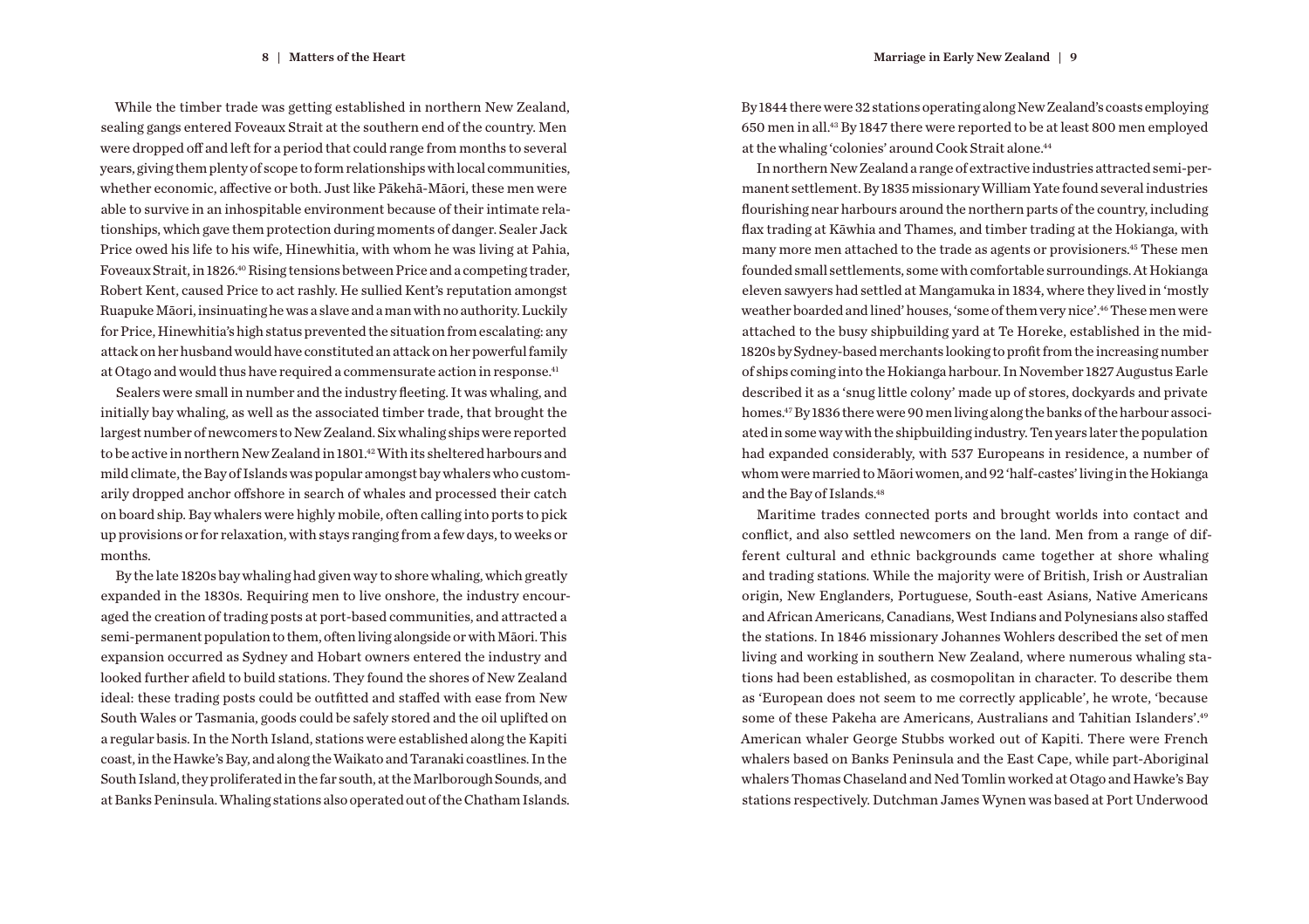While the timber trade was getting established in northern New Zealand, sealing gangs entered Foveaux Strait at the southern end of the country. Men were dropped off and left for a period that could range from months to several years, giving them plenty of scope to form relationships with local communities, whether economic, affective or both. Just like Pākehā-Māori, these men were able to survive in an inhospitable environment because of their intimate relationships, which gave them protection during moments of danger. Sealer Jack Price owed his life to his wife, Hinewhitia, with whom he was living at Pahia, Foveaux Strait, in 1826.[40] Rising tensions between Price and a competing trader, Robert Kent, caused Price to act rashly. He sullied Kent's reputation amongst Ruapuke Māori, insinuating he was a slave and a man with no authority. Luckily for Price, Hinewhitia's high status prevented the situation from escalating: any attack on her husband would have constituted an attack on her powerful family at Otago and would thus have required a commensurate action in response.[41]

Sealers were small in number and the industry fleeting. It was whaling, and initially bay whaling, as well as the associated timber trade, that brought the largest number of newcomers to New Zealand. Six whaling ships were reported to be active in northern New Zealand in 1801.[42] With its sheltered harbours and mild climate, the Bay of Islands was popular amongst bay whalers who customarily dropped anchor offshore in search of whales and processed their catch on board ship. Bay whalers were highly mobile, often calling into ports to pick up provisions or for relaxation, with stays ranging from a few days, to weeks or months.

By the late 1820s bay whaling had given way to shore whaling, which greatly expanded in the 1830s. Requiring men to live onshore, the industry encouraged the creation of trading posts at port-based communities, and attracted a semi-permanent population to them, often living alongside or with Māori. This expansion occurred as Sydney and Hobart owners entered the industry and looked further afield to build stations. They found the shores of New Zealand ideal: these trading posts could be outfitted and staffed with ease from New South Wales or Tasmania, goods could be safely stored and the oil uplifted on a regular basis. In the North Island, stations were established along the Kapiti coast, in the Hawke's Bay, and along the Waikato and Taranaki coastlines. In the South Island, they proliferated in the far south, at the Marlborough Sounds, and at Banks Peninsula. Whaling stations also operated out of the Chatham Islands. By 1844 there were 32 stations operating along New Zealand's coasts employing 650 men in all.[43] By 1847 there were reported to be at least 800 men employed at the whaling 'colonies' around Cook Strait alone.[44]

In northern New Zealand a range of extractive industries attracted semi-permanent settlement. By 1835 missionary William Yate found several industries flourishing near harbours around the northern parts of the country, including flax trading at Kāwhia and Thames, and timber trading at the Hokianga, with many more men attached to the trade as agents or provisioners.[45] These men founded small settlements, some with comfortable surroundings. At Hokianga eleven sawyers had settled at Mangamuka in 1834, where they lived in 'mostly weather boarded and lined' houses, 'some of them very nice'.[46] These men were attached to the busy shipbuilding yard at Te Horeke, established in the mid-1820s by Sydney-based merchants looking to profit from the increasing number of ships coming into the Hokianga harbour. In November 1827 Augustus Earle described it as a 'snug little colony' made up of stores, dockyards and private homes.[47] By 1836 there were 90 men living along the banks of the harbour associated in some way with the shipbuilding industry. Ten years later the population had expanded considerably, with 537 Europeans in residence, a number of whom were married to Māori women, and 92 'half-castes' living in the Hokianga and the Bay of Islands.[48]

Maritime trades connected ports and brought worlds into contact and conflict, and also settled newcomers on the land. Men from a range of different cultural and ethnic backgrounds came together at shore whaling and trading stations. While the majority were of British, Irish or Australian origin, New Englanders, Portuguese, South-east Asians, Native Americans and African Americans, Canadians, West Indians and Polynesians also staffed the stations. In 1846 missionary Johannes Wohlers described the set of men living and working in southern New Zealand, where numerous whaling stations had been established, as cosmopolitan in character. To describe them as 'European does not seem to me correctly applicable', he wrote, 'because some of these Pakeha are Americans, Australians and Tahitian Islanders'.[49] American whaler George Stubbs worked out of Kapiti. There were French whalers based on Banks Peninsula and the East Cape, while part-Aboriginal whalers Thomas Chaseland and Ned Tomlin worked at Otago and Hawke's Bay stations respectively. Dutchman James Wynen was based at Port Underwood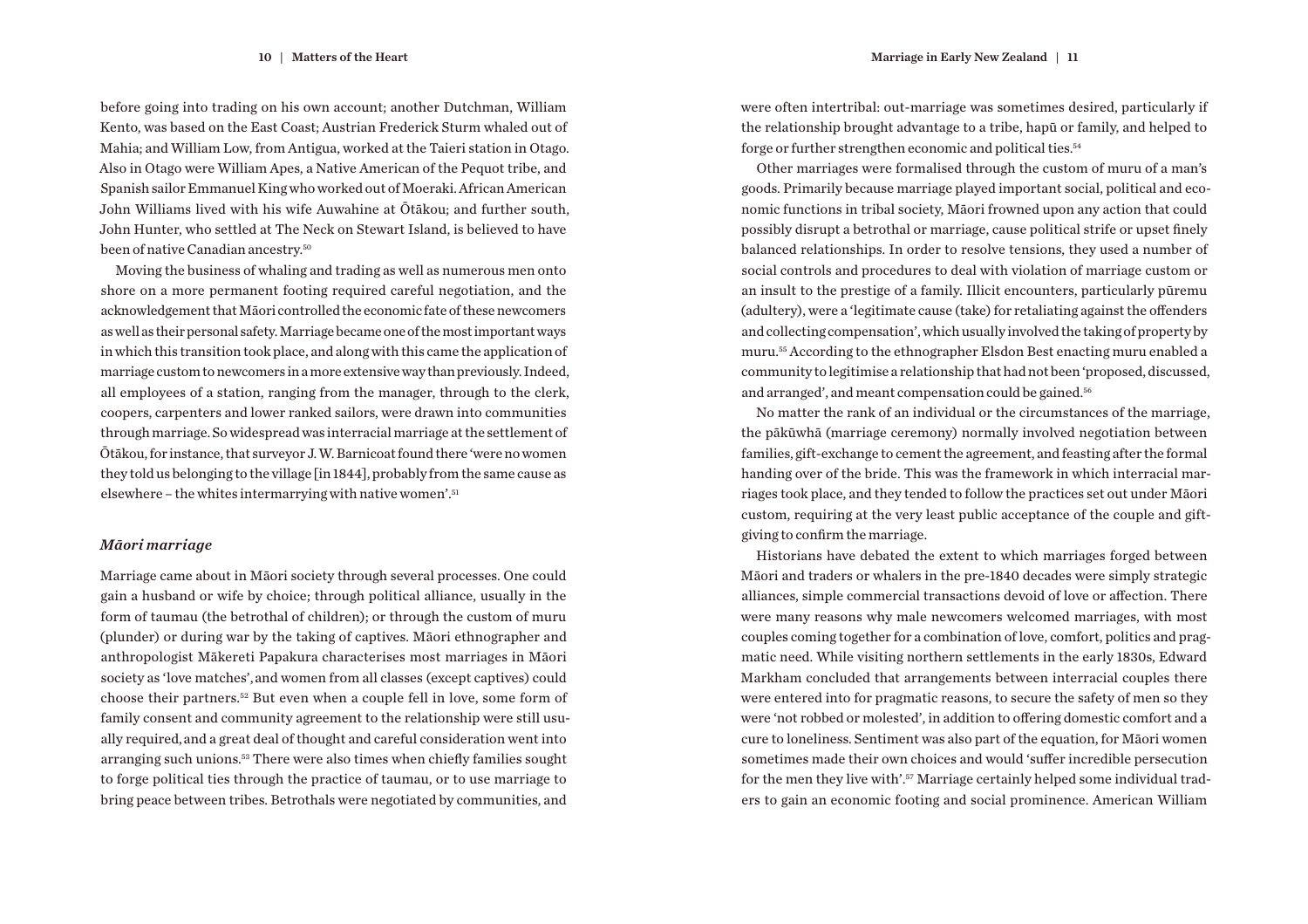before going into trading on his own account; another Dutchman, William Kento, was based on the East Coast; Austrian Frederick Sturm whaled out of Mahia; and William Low, from Antigua, worked at the Taieri station in Otago. Also in Otago were William Apes, a Native American of the Pequot tribe, and Spanish sailor Emmanuel King who worked out of Moeraki. African American John Williams lived with his wife Auwahine at Ōtākou; and further south, John Hunter, who settled at The Neck on Stewart Island, is believed to have been of native Canadian ancestry.[50]

Moving the business of whaling and trading as well as numerous men onto shore on a more permanent footing required careful negotiation, and the acknowledgement that Māori controlled the economic fate of these newcomers as well as their personal safety. Marriage became one of the most important ways in which this transition took place, and along with this came the application of marriage custom to newcomers in a more extensive way than previously. Indeed, all employees of a station, ranging from the manager, through to the clerk, coopers, carpenters and lower ranked sailors, were drawn into communities through marriage. So widespread was interracial marriage at the settlement of Ōtākou, for instance, that surveyor J. W. Barnicoat found there 'were no women they told us belonging to the village [in 1844], probably from the same cause as elsewhere – the whites intermarrying with native women'.[51]

## *Māori marriage*

Marriage came about in Māori society through several processes. One could gain a husband or wife by choice; through political alliance, usually in the form of taumau (the betrothal of children); or through the custom of muru (plunder) or during war by the taking of captives. Māori ethnographer and anthropologist Mākereti Papakura characterises most marriages in Māori society as 'love matches', and women from all classes (except captives) could choose their partners.[52] But even when a couple fell in love, some form of family consent and community agreement to the relationship were still usually required, and a great deal of thought and careful consideration went into arranging such unions.[53] There were also times when chiefly families sought to forge political ties through the practice of taumau, or to use marriage to bring peace between tribes. Betrothals were negotiated by communities, and were often intertribal: out-marriage was sometimes desired, particularly if the relationship brought advantage to a tribe, hapū or family, and helped to forge or further strengthen economic and political ties.[54]

Other marriages were formalised through the custom of muru of a man's goods. Primarily because marriage played important social, political and economic functions in tribal society, Māori frowned upon any action that could possibly disrupt a betrothal or marriage, cause political strife or upset finely balanced relationships. In order to resolve tensions, they used a number of social controls and procedures to deal with violation of marriage custom or an insult to the prestige of a family. Illicit encounters, particularly pūremu (adultery), were a 'legitimate cause (take) for retaliating against the offenders and collecting compensation', which usually involved the taking of property by muru.[55] According to the ethnographer Elsdon Best enacting muru enabled a community to legitimise a relationship that had not been 'proposed, discussed, and arranged', and meant compensation could be gained.[56]

No matter the rank of an individual or the circumstances of the marriage, the pākūwhā (marriage ceremony) normally involved negotiation between families, gift-exchange to cement the agreement, and feasting after the formal handing over of the bride. This was the framework in which interracial marriages took place, and they tended to follow the practices set out under Māori custom, requiring at the very least public acceptance of the couple and gift-giving to confirm the marriage.

Historians have debated the extent to which marriages forged between Māori and traders or whalers in the pre-1840 decades were simply strategic alliances, simple commercial transactions devoid of love or affection. There were many reasons why male newcomers welcomed marriages, with most couples coming together for a combination of love, comfort, politics and pragmatic need. While visiting northern settlements in the early 1830s, Edward Markham concluded that arrangements between interracial couples there were entered into for pragmatic reasons, to secure the safety of men so they were 'not robbed or molested', in addition to offering domestic comfort and a cure to loneliness. Sentiment was also part of the equation, for Māori women sometimes made their own choices and would 'suffer incredible persecution for the men they live with'.[57] Marriage certainly helped some individual traders to gain an economic footing and social prominence. American William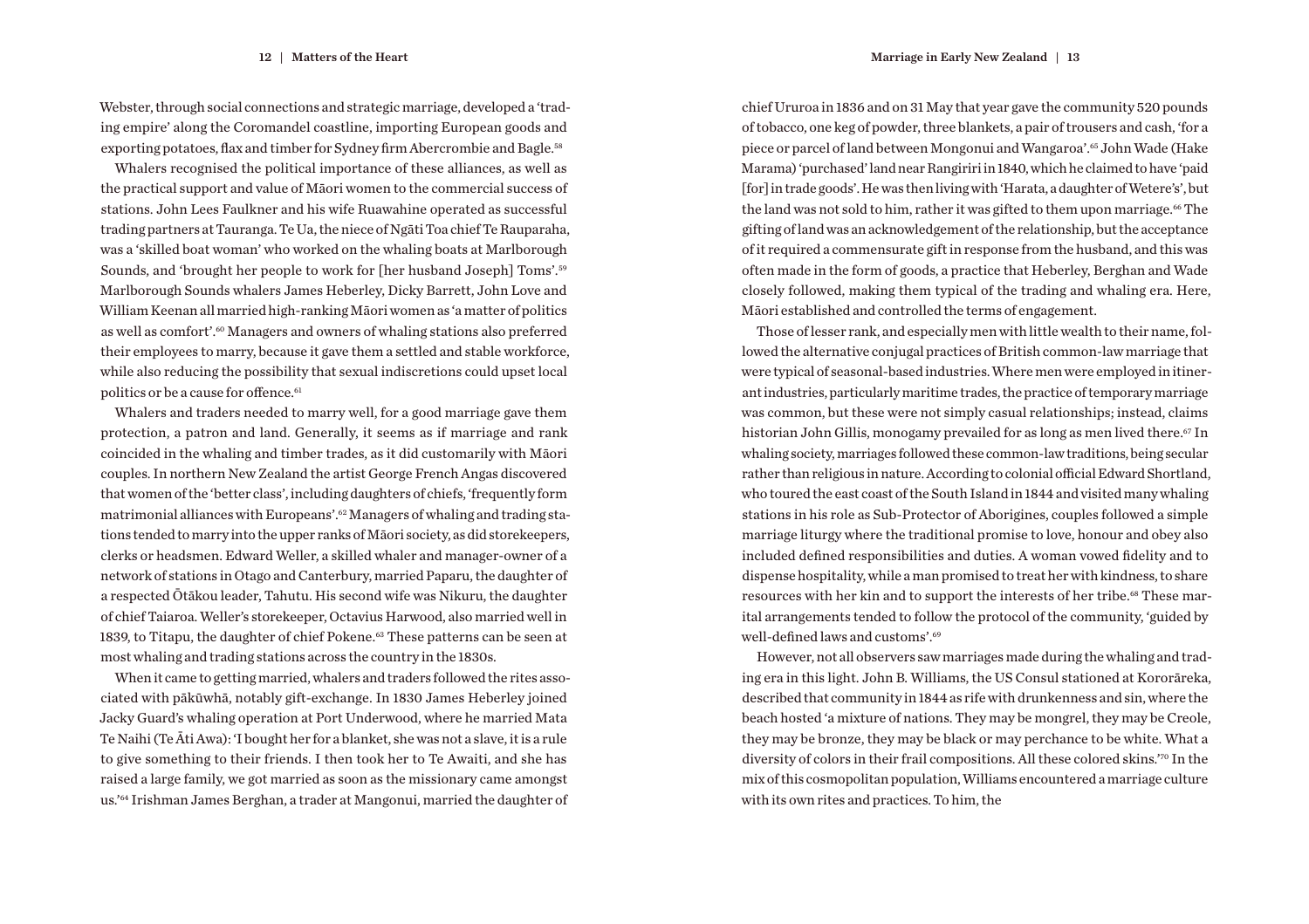Webster, through social connections and strategic marriage, developed a 'trading empire' along the Coromandel coastline, importing European goods and exporting potatoes, flax and timber for Sydney firm Abercrombie and Bagle.[58]

Whalers recognised the political importance of these alliances, as well as the practical support and value of Māori women to the commercial success of stations. John Lees Faulkner and his wife Ruawahine operated as successful trading partners at Tauranga. Te Ua, the niece of Ngāti Toa chief Te Rauparaha, was a 'skilled boat woman' who worked on the whaling boats at Marlborough Sounds, and 'brought her people to work for [her husband Joseph] Toms'.[59] Marlborough Sounds whalers James Heberley, Dicky Barrett, John Love and William Keenan all married high-ranking Māori women as 'a matter of politics as well as comfort'.[60] Managers and owners of whaling stations also preferred their employees to marry, because it gave them a settled and stable workforce, while also reducing the possibility that sexual indiscretions could upset local politics or be a cause for offence.[61]

Whalers and traders needed to marry well, for a good marriage gave them protection, a patron and land. Generally, it seems as if marriage and rank coincided in the whaling and timber trades, as it did customarily with Māori couples. In northern New Zealand the artist George French Angas discovered that women of the 'better class', including daughters of chiefs, 'frequently form matrimonial alliances with Europeans'.[62] Managers of whaling and trading stations tended to marry into the upper ranks of Māori society, as did storekeepers, clerks or headsmen. Edward Weller, a skilled whaler and manager-owner of a network of stations in Otago and Canterbury, married Paparu, the daughter of a respected Ōtākou leader, Tahutu. His second wife was Nikuru, the daughter of chief Taiaroa. Weller's storekeeper, Octavius Harwood, also married well in 1839, to Titapu, the daughter of chief Pokene.[63] These patterns can be seen at most whaling and trading stations across the country in the 1830s.

When it came to getting married, whalers and traders followed the rites associated with pākūwhā, notably gift-exchange. In 1830 James Heberley joined Jacky Guard's whaling operation at Port Underwood, where he married Mata Te Naihi (Te Āti Awa): 'I bought her for a blanket, she was not a slave, it is a rule to give something to their friends. I then took her to Te Awaiti, and she has raised a large family, we got married as soon as the missionary came amongst us.'[64] Irishman James Berghan, a trader at Mangonui, married the daughter of chief Ururoa in 1836 and on 31 May that year gave the community 520 pounds of tobacco, one keg of powder, three blankets, a pair of trousers and cash, 'for a piece or parcel of land between Mongonui and Wangaroa'.[65] John Wade (Hake Marama) 'purchased' land near Rangiriri in 1840, which he claimed to have 'paid [for] in trade goods'. He was then living with 'Harata, a daughter of Wetere's', but the land was not sold to him, rather it was gifted to them upon marriage.[66] The gifting of land was an acknowledgement of the relationship, but the acceptance of it required a commensurate gift in response from the husband, and this was often made in the form of goods, a practice that Heberley, Berghan and Wade closely followed, making them typical of the trading and whaling era. Here, Māori established and controlled the terms of engagement.

Those of lesser rank, and especially men with little wealth to their name, followed the alternative conjugal practices of British common-law marriage that were typical of seasonal-based industries. Where men were employed in itinerant industries, particularly maritime trades, the practice of temporary marriage was common, but these were not simply casual relationships; instead, claims historian John Gillis, monogamy prevailed for as long as men lived there.[67] In whaling society, marriages followed these common-law traditions, being secular rather than religious in nature. According to colonial official Edward Shortland, who toured the east coast of the South Island in 1844 and visited many whaling stations in his role as Sub-Protector of Aborigines, couples followed a simple marriage liturgy where the traditional promise to love, honour and obey also included defined responsibilities and duties. A woman vowed fidelity and to dispense hospitality, while a man promised to treat her with kindness, to share resources with her kin and to support the interests of her tribe.[68] These marital arrangements tended to follow the protocol of the community, 'guided by well-defined laws and customs'.[69]

However, not all observers saw marriages made during the whaling and trading era in this light. John B. Williams, the US Consul stationed at Kororāreka, described that community in 1844 as rife with drunkenness and sin, where the beach hosted 'a mixture of nations. They may be mongrel, they may be Creole, they may be bronze, they may be black or may perchance to be white. What a diversity of colors in their frail compositions. All these colored skins.'[70] In the mix of this cosmopolitan population, Williams encountered a marriage culture with its own rites and practices. To him, the